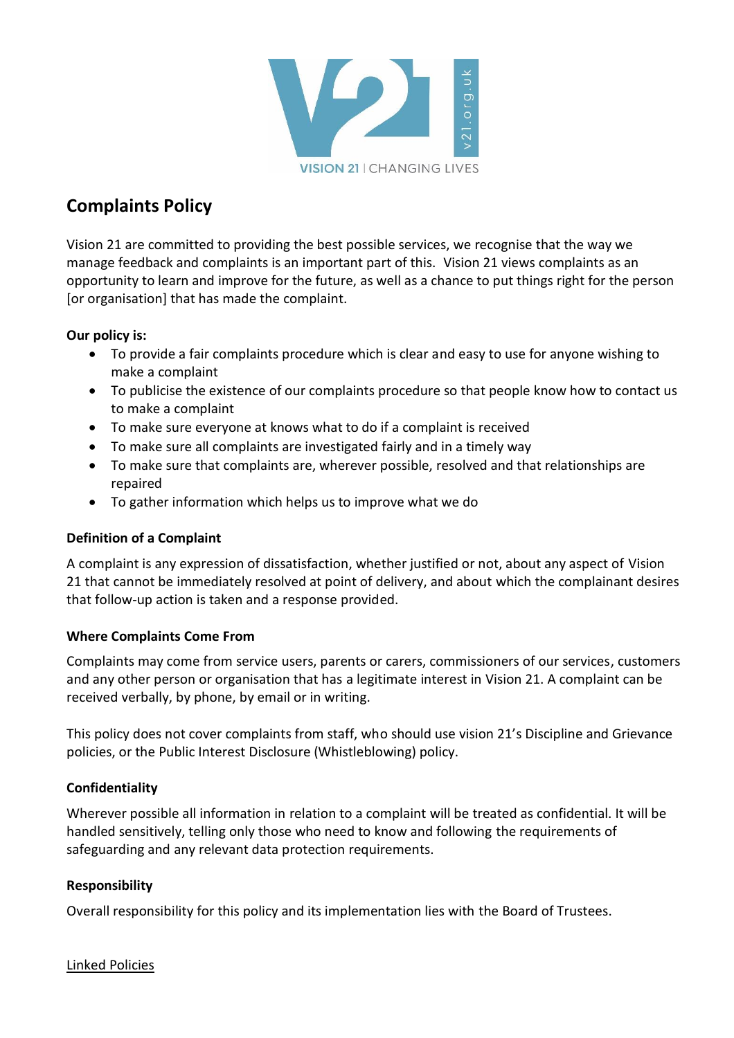# Complaints Policy

Vision 21 are committed to providing the best possible services, we recognise that the way we manage feedback and complaints is an important part of this. Vision 21 views complaints as an opportunity to learn and improve for the future, as well as a chance to put things right for the person [or organisation] that has made the complaint.

**Our policy is:**

- To provide a fair complaints procedure which is clear and easy to use for anyone wishing to make a complaint
- To publicise the existence of our complaints procedure so that people know how to contact us to make a complaint
- To make sure everyone at knows what to do if a complaint is received
- To make sure all complaints are investigated fairly and in a timely way
- To make sure that complaints are, wherever possible, resolved and that relationships are repaired
- To gather information which helps us to improve what we do

### Definition of a Complaint

A complaint is any expression of dissatisfaction, whether justified or not, about any aspect of Vision 21 that cannot be immediately resolved at point of delivery, and about which the complainant desires that follow-up action is taken and a response provided.

### Where Complaints Come From

Complaints may come from service users, parents or carers, commissioners of our services, customers and any other person or organisation that has a legitimate interest in Vision 21. A complaint can be received verbally, by phone, by email or in writing.

This policy does not cover complaints from staff, who should use vision 21's Discipline and Grievance policies, or the Public Interest Disclosure (Whistleblowing) policy.

### Confidentiality

Wherever possible all information in relation to a complaint will be treated as confidential. It will be handled sensitively, telling only those who need to know and following the requirements of safeguarding and any relevant data protection requirements.

### Responsibility

Overall responsibility for this policy and its implementation lies with the Board of Trustees.

Linked Policies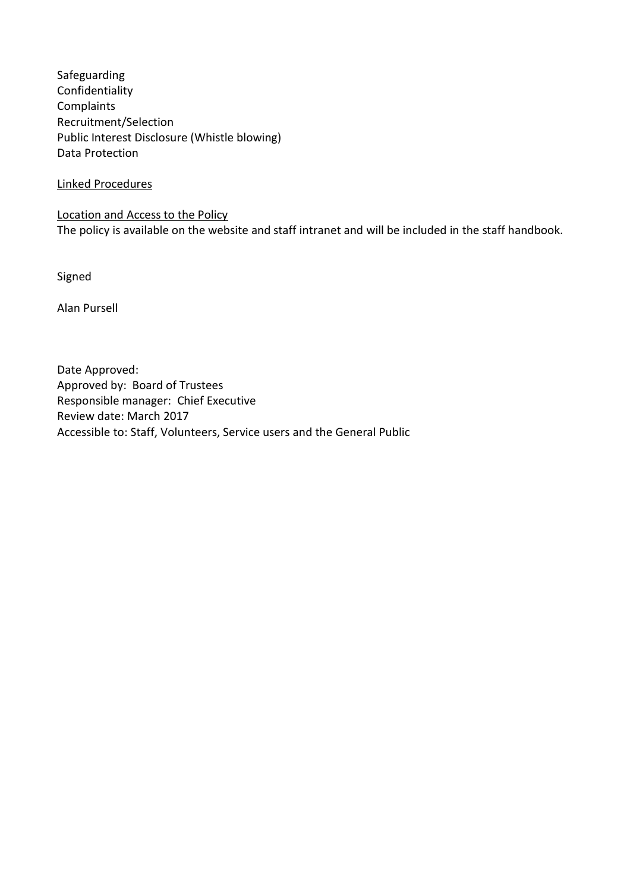Safeguarding
Confidentiality
Complaints
Recruitment/Selection
Public Interest Disclosure (Whistle blowing)
Data Protection

<u>Linked Procedures</u>

<u>Location and Access to the Policy</u>
The policy is available on the website and staff intranet and will be included in the staff handbook.

Signed

Alan Pursell

Date Approved:
Approved by: Board of Trustees
Responsible manager: Chief Executive
Review date: March 2017
Accessible to: Staff, Volunteers, Service users and the General Public